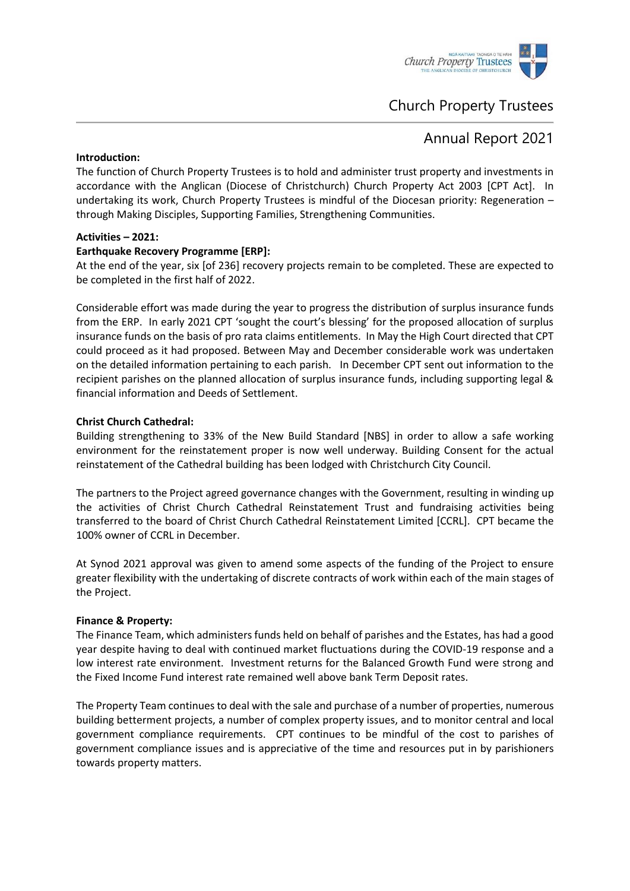# Church Property Trustees

## Annual Report 2021

**Introduction:**

The function of Church Property Trustees is to hold and administer trust property and investments in accordance with the Anglican (Diocese of Christchurch) Church Property Act 2003 [CPT Act]. In undertaking its work, Church Property Trustees is mindful of the Diocesan priority: Regeneration – through Making Disciples, Supporting Families, Strengthening Communities.

**Activities – 2021:**

**Earthquake Recovery Programme [ERP]:**

At the end of the year, six [of 236] recovery projects remain to be completed. These are expected to be completed in the first half of 2022.

Considerable effort was made during the year to progress the distribution of surplus insurance funds from the ERP. In early 2021 CPT 'sought the court's blessing' for the proposed allocation of surplus insurance funds on the basis of pro rata claims entitlements. In May the High Court directed that CPT could proceed as it had proposed. Between May and December considerable work was undertaken on the detailed information pertaining to each parish. In December CPT sent out information to the recipient parishes on the planned allocation of surplus insurance funds, including supporting legal & financial information and Deeds of Settlement.

**Christ Church Cathedral:**

Building strengthening to 33% of the New Build Standard [NBS] in order to allow a safe working environment for the reinstatement proper is now well underway. Building Consent for the actual reinstatement of the Cathedral building has been lodged with Christchurch City Council.

The partners to the Project agreed governance changes with the Government, resulting in winding up the activities of Christ Church Cathedral Reinstatement Trust and fundraising activities being transferred to the board of Christ Church Cathedral Reinstatement Limited [CCRL]. CPT became the 100% owner of CCRL in December.

At Synod 2021 approval was given to amend some aspects of the funding of the Project to ensure greater flexibility with the undertaking of discrete contracts of work within each of the main stages of the Project.

**Finance & Property:**

The Finance Team, which administers funds held on behalf of parishes and the Estates, has had a good year despite having to deal with continued market fluctuations during the COVID-19 response and a low interest rate environment. Investment returns for the Balanced Growth Fund were strong and the Fixed Income Fund interest rate remained well above bank Term Deposit rates.

The Property Team continues to deal with the sale and purchase of a number of properties, numerous building betterment projects, a number of complex property issues, and to monitor central and local government compliance requirements. CPT continues to be mindful of the cost to parishes of government compliance issues and is appreciative of the time and resources put in by parishioners towards property matters.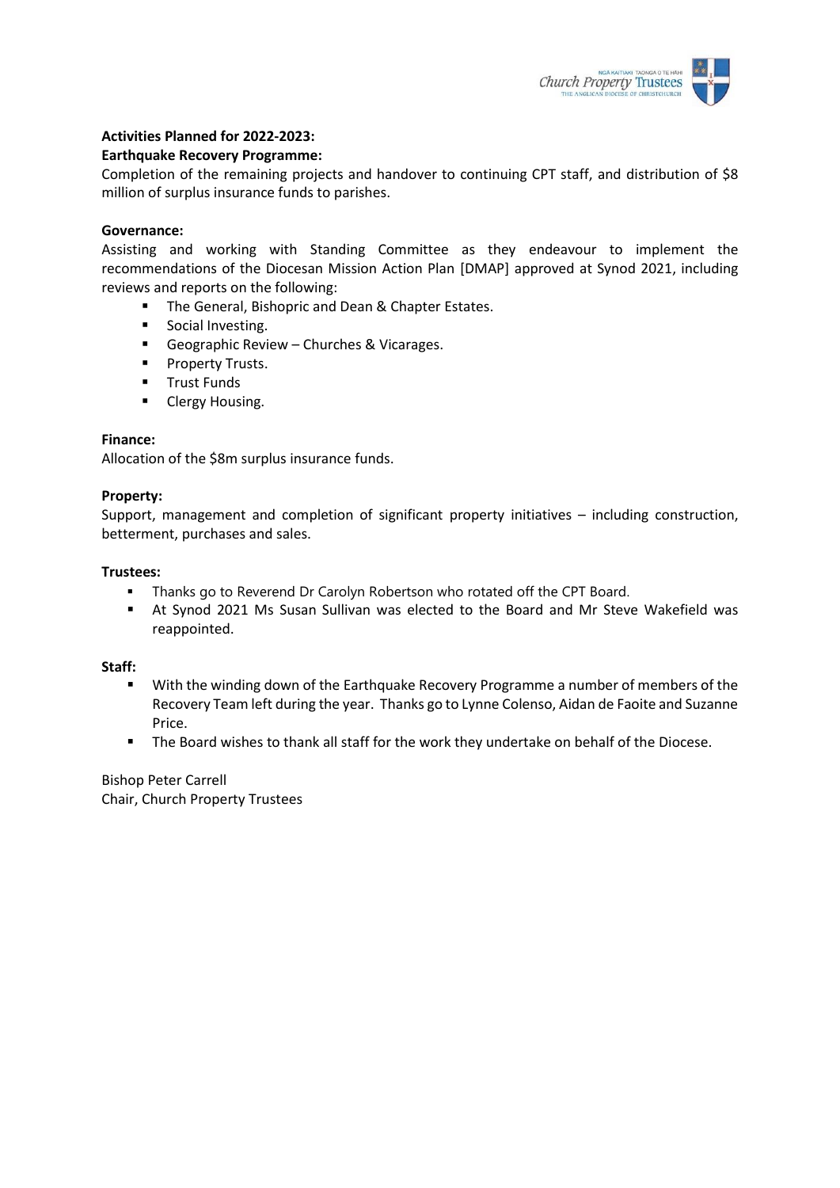**Activities Planned for 2022-2023:**

**Earthquake Recovery Programme:**

Completion of the remaining projects and handover to continuing CPT staff, and distribution of $8 million of surplus insurance funds to parishes.

**Governance:**

Assisting and working with Standing Committee as they endeavour to implement the recommendations of the Diocesan Mission Action Plan [DMAP] approved at Synod 2021, including reviews and reports on the following:

- The General, Bishopric and Dean & Chapter Estates.
- Social Investing.
- Geographic Review – Churches & Vicarages.
- Property Trusts.
- Trust Funds
- Clergy Housing.

**Finance:**

Allocation of the $8m surplus insurance funds.

**Property:**

Support, management and completion of significant property initiatives – including construction, betterment, purchases and sales.

**Trustees:**

- Thanks go to Reverend Dr Carolyn Robertson who rotated off the CPT Board.
- At Synod 2021 Ms Susan Sullivan was elected to the Board and Mr Steve Wakefield was reappointed.

**Staff:**

- With the winding down of the Earthquake Recovery Programme a number of members of the Recovery Team left during the year. Thanks go to Lynne Colenso, Aidan de Faoite and Suzanne Price.
- The Board wishes to thank all staff for the work they undertake on behalf of the Diocese.

Bishop Peter Carrell
Chair, Church Property Trustees